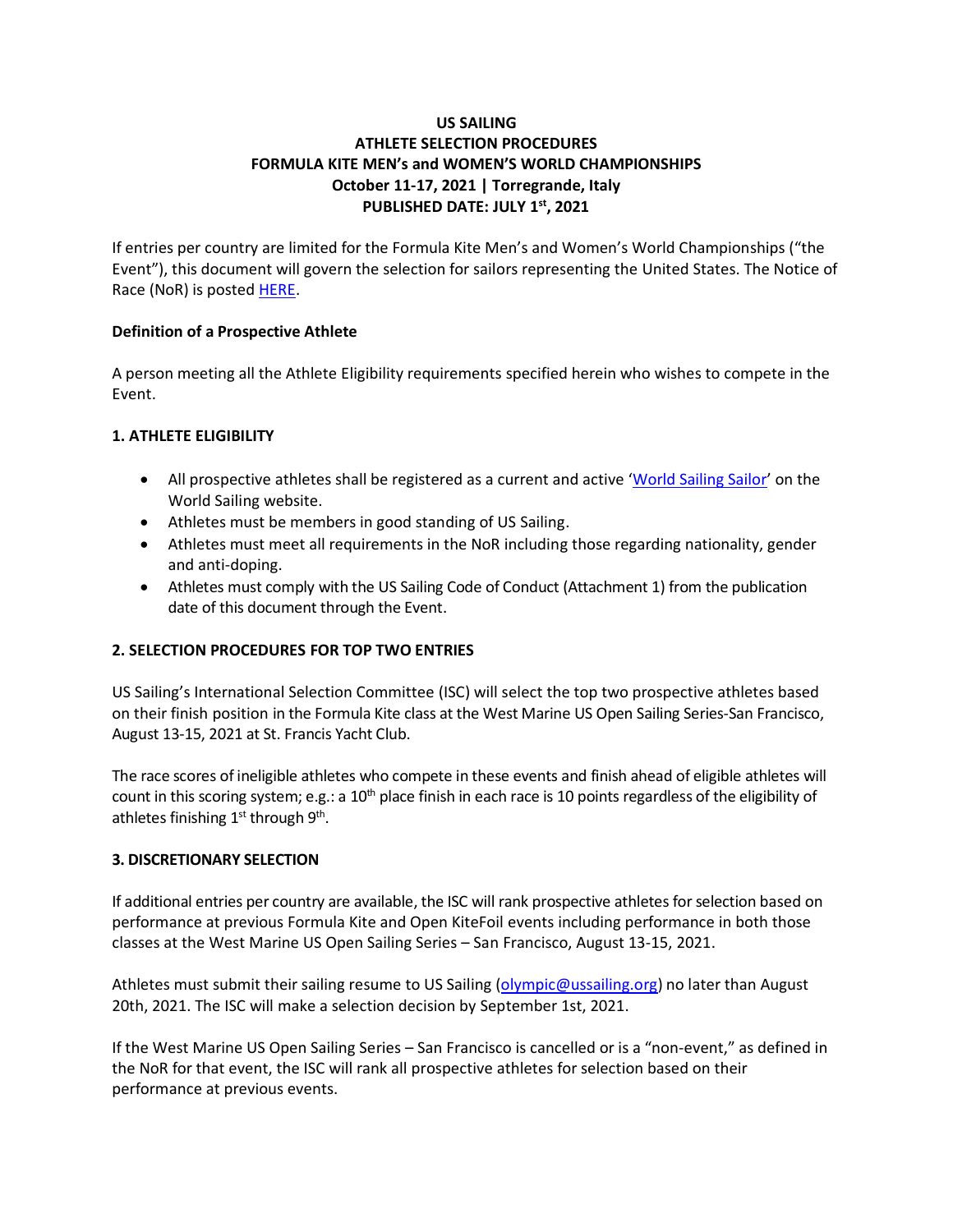**US SAILING**
**ATHLETE SELECTION PROCEDURES**
**FORMULA KITE MEN's and WOMEN'S WORLD CHAMPIONSHIPS**
**October 11-17, 2021 | Torregrande, Italy**
**PUBLISHED DATE: JULY 1st, 2021**

If entries per country are limited for the Formula Kite Men's and Women's World Championships ("the Event"), this document will govern the selection for sailors representing the United States. The Notice of Race (NoR) is posted HERE.

**Definition of a Prospective Athlete**

A person meeting all the Athlete Eligibility requirements specified herein who wishes to compete in the Event.

## 1. ATHLETE ELIGIBILITY

- All prospective athletes shall be registered as a current and active 'World Sailing Sailor' on the World Sailing website.
- Athletes must be members in good standing of US Sailing.
- Athletes must meet all requirements in the NoR including those regarding nationality, gender and anti-doping.
- Athletes must comply with the US Sailing Code of Conduct (Attachment 1) from the publication date of this document through the Event.

## 2. SELECTION PROCEDURES FOR TOP TWO ENTRIES

US Sailing's International Selection Committee (ISC) will select the top two prospective athletes based on their finish position in the Formula Kite class at the West Marine US Open Sailing Series-San Francisco, August 13-15, 2021 at St. Francis Yacht Club.

The race scores of ineligible athletes who compete in these events and finish ahead of eligible athletes will count in this scoring system; e.g.: a 10th place finish in each race is 10 points regardless of the eligibility of athletes finishing 1st through 9th.

## 3. DISCRETIONARY SELECTION

If additional entries per country are available, the ISC will rank prospective athletes for selection based on performance at previous Formula Kite and Open KiteFoil events including performance in both those classes at the West Marine US Open Sailing Series – San Francisco, August 13-15, 2021.

Athletes must submit their sailing resume to US Sailing (olympic@ussailing.org) no later than August 20th, 2021. The ISC will make a selection decision by September 1st, 2021.

If the West Marine US Open Sailing Series – San Francisco is cancelled or is a "non-event," as defined in the NoR for that event, the ISC will rank all prospective athletes for selection based on their performance at previous events.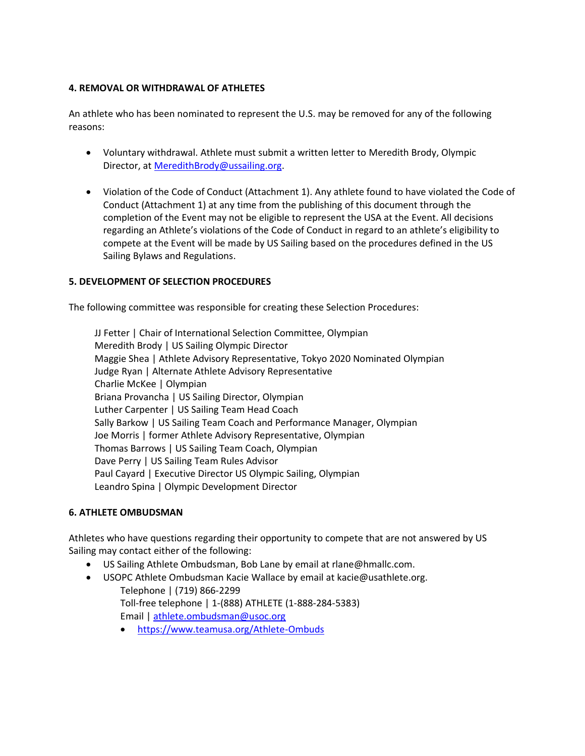## 4. REMOVAL OR WITHDRAWAL OF ATHLETES

An athlete who has been nominated to represent the U.S. may be removed for any of the following reasons:

- Voluntary withdrawal. Athlete must submit a written letter to Meredith Brody, Olympic Director, at MeredithBrody@ussailing.org.

- Violation of the Code of Conduct (Attachment 1). Any athlete found to have violated the Code of Conduct (Attachment 1) at any time from the publishing of this document through the completion of the Event may not be eligible to represent the USA at the Event. All decisions regarding an Athlete's violations of the Code of Conduct in regard to an athlete's eligibility to compete at the Event will be made by US Sailing based on the procedures defined in the US Sailing Bylaws and Regulations.

## 5. DEVELOPMENT OF SELECTION PROCEDURES

The following committee was responsible for creating these Selection Procedures:

JJ Fetter | Chair of International Selection Committee, Olympian
Meredith Brody | US Sailing Olympic Director
Maggie Shea | Athlete Advisory Representative, Tokyo 2020 Nominated Olympian
Judge Ryan | Alternate Athlete Advisory Representative
Charlie McKee | Olympian
Briana Provancha | US Sailing Director, Olympian
Luther Carpenter | US Sailing Team Head Coach
Sally Barkow | US Sailing Team Coach and Performance Manager, Olympian
Joe Morris | former Athlete Advisory Representative, Olympian
Thomas Barrows | US Sailing Team Coach, Olympian
Dave Perry | US Sailing Team Rules Advisor
Paul Cayard | Executive Director US Olympic Sailing, Olympian
Leandro Spina | Olympic Development Director

## 6. ATHLETE OMBUDSMAN

Athletes who have questions regarding their opportunity to compete that are not answered by US Sailing may contact either of the following:

- US Sailing Athlete Ombudsman, Bob Lane by email at rlane@hmallc.com.
- USOPC Athlete Ombudsman Kacie Wallace by email at kacie@usathlete.org.
  Telephone | (719) 866-2299
  Toll-free telephone | 1-(888) ATHLETE (1-888-284-5383)
  Email | athlete.ombudsman@usoc.org
  - https://www.teamusa.org/Athlete-Ombuds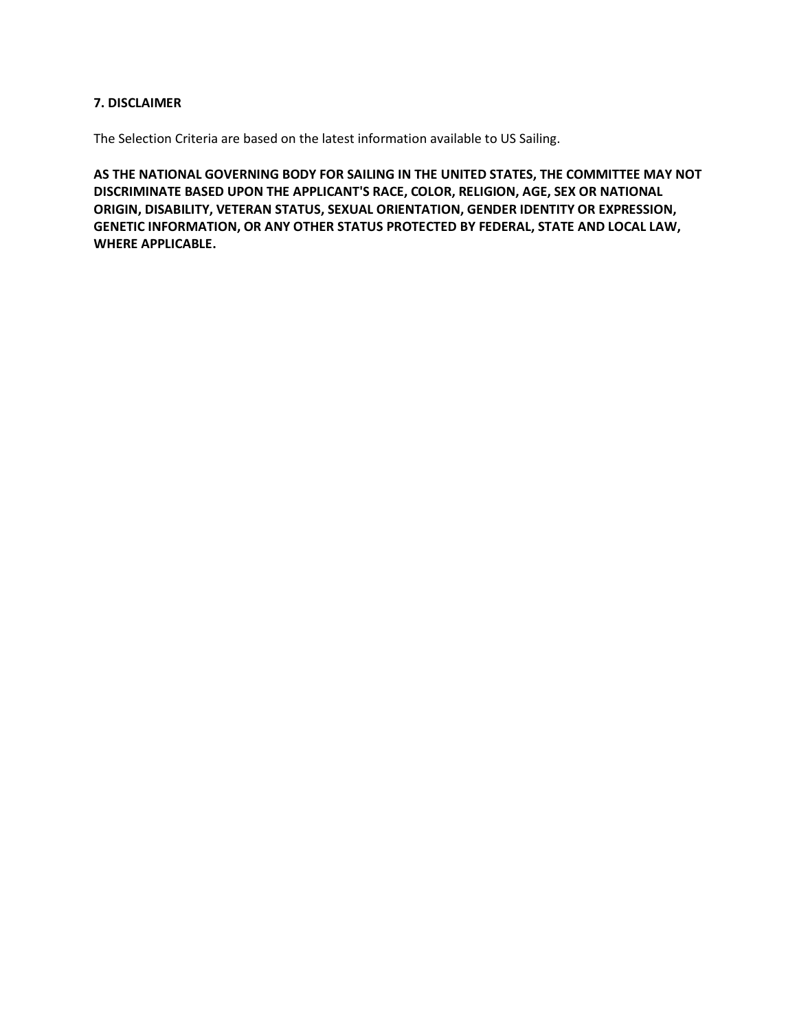**7. DISCLAIMER**

The Selection Criteria are based on the latest information available to US Sailing.

**AS THE NATIONAL GOVERNING BODY FOR SAILING IN THE UNITED STATES, THE COMMITTEE MAY NOT DISCRIMINATE BASED UPON THE APPLICANT'S RACE, COLOR, RELIGION, AGE, SEX OR NATIONAL ORIGIN, DISABILITY, VETERAN STATUS, SEXUAL ORIENTATION, GENDER IDENTITY OR EXPRESSION, GENETIC INFORMATION, OR ANY OTHER STATUS PROTECTED BY FEDERAL, STATE AND LOCAL LAW, WHERE APPLICABLE.**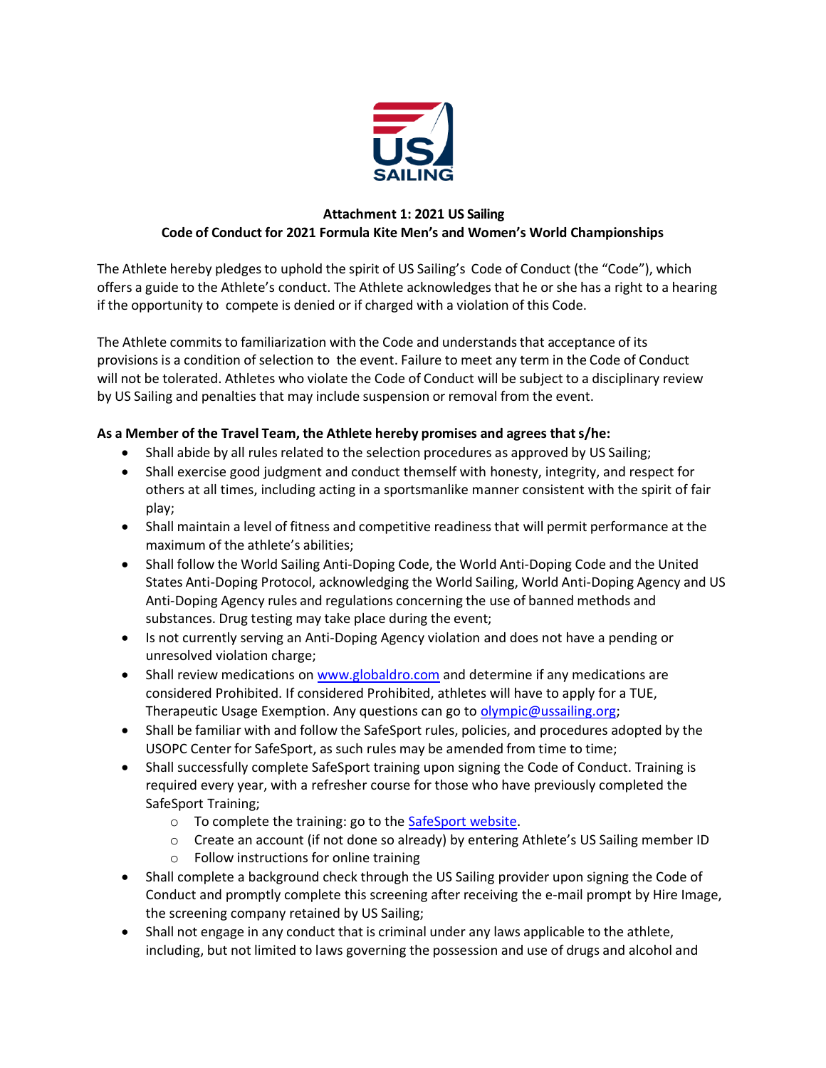## Attachment 1: 2021 US Sailing Code of Conduct for 2021 Formula Kite Men's and Women's World Championships

The Athlete hereby pledges to uphold the spirit of US Sailing's Code of Conduct (the "Code"), which offers a guide to the Athlete's conduct. The Athlete acknowledges that he or she has a right to a hearing if the opportunity to compete is denied or if charged with a violation of this Code.

The Athlete commits to familiarization with the Code and understands that acceptance of its provisions is a condition of selection to the event. Failure to meet any term in the Code of Conduct will not be tolerated. Athletes who violate the Code of Conduct will be subject to a disciplinary review by US Sailing and penalties that may include suspension or removal from the event.

**As a Member of the Travel Team, the Athlete hereby promises and agrees that s/he:**

- Shall abide by all rules related to the selection procedures as approved by US Sailing;
- Shall exercise good judgment and conduct themself with honesty, integrity, and respect for others at all times, including acting in a sportsmanlike manner consistent with the spirit of fair play;
- Shall maintain a level of fitness and competitive readiness that will permit performance at the maximum of the athlete's abilities;
- Shall follow the World Sailing Anti-Doping Code, the World Anti-Doping Code and the United States Anti-Doping Protocol, acknowledging the World Sailing, World Anti-Doping Agency and US Anti-Doping Agency rules and regulations concerning the use of banned methods and substances. Drug testing may take place during the event;
- Is not currently serving an Anti-Doping Agency violation and does not have a pending or unresolved violation charge;
- Shall review medications on [www.globaldro.com](www.globaldro.com) and determine if any medications are considered Prohibited. If considered Prohibited, athletes will have to apply for a TUE, Therapeutic Usage Exemption. Any questions can go to [olympic@ussailing.org](mailto:olympic@ussailing.org);
- Shall be familiar with and follow the SafeSport rules, policies, and procedures adopted by the USOPC Center for SafeSport, as such rules may be amended from time to time;
- Shall successfully complete SafeSport training upon signing the Code of Conduct. Training is required every year, with a refresher course for those who have previously completed the SafeSport Training;
  - To complete the training: go to the SafeSport website.
  - Create an account (if not done so already) by entering Athlete's US Sailing member ID
  - Follow instructions for online training
- Shall complete a background check through the US Sailing provider upon signing the Code of Conduct and promptly complete this screening after receiving the e-mail prompt by Hire Image, the screening company retained by US Sailing;
- Shall not engage in any conduct that is criminal under any laws applicable to the athlete, including, but not limited to laws governing the possession and use of drugs and alcohol and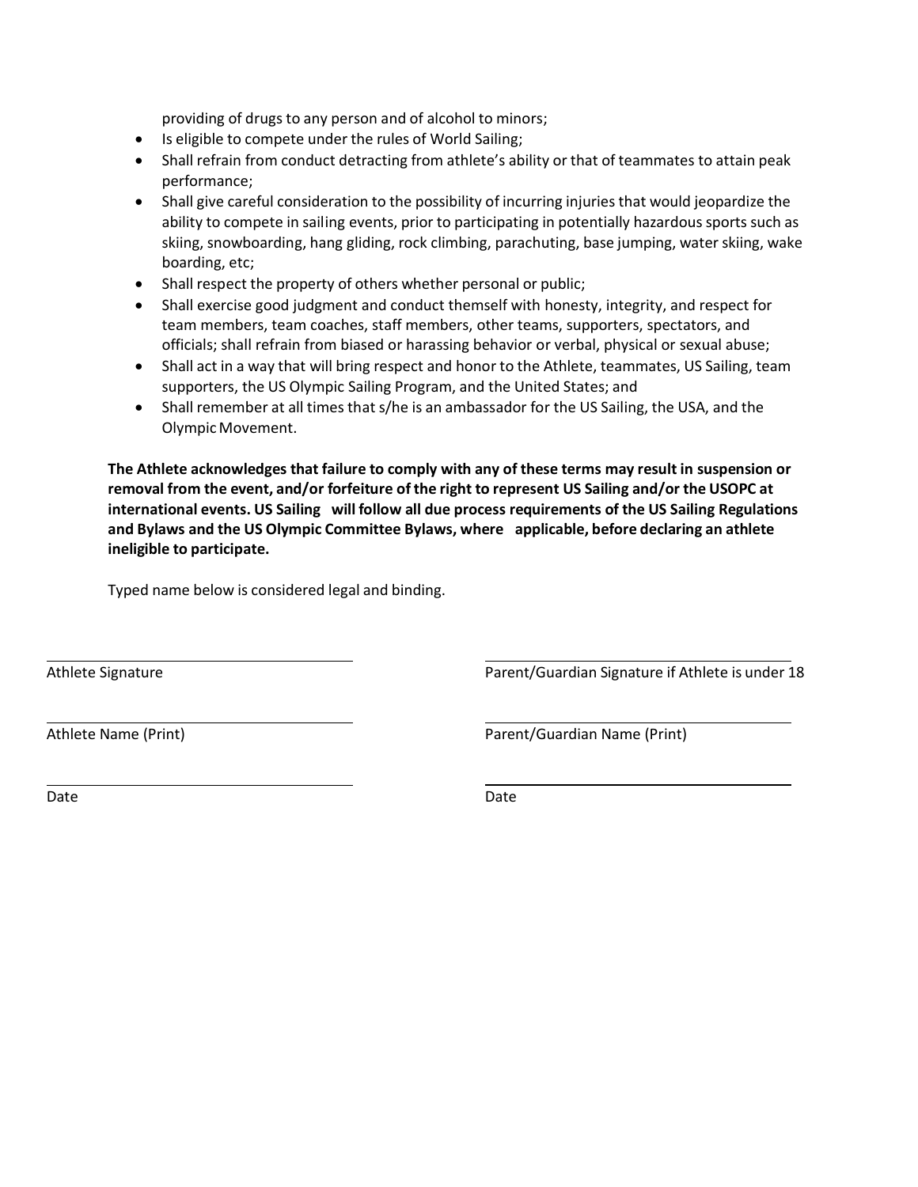providing of drugs to any person and of alcohol to minors;

- Is eligible to compete under the rules of World Sailing;
- Shall refrain from conduct detracting from athlete's ability or that of teammates to attain peak performance;
- Shall give careful consideration to the possibility of incurring injuries that would jeopardize the ability to compete in sailing events, prior to participating in potentially hazardous sports such as skiing, snowboarding, hang gliding, rock climbing, parachuting, base jumping, water skiing, wake boarding, etc;
- Shall respect the property of others whether personal or public;
- Shall exercise good judgment and conduct themself with honesty, integrity, and respect for team members, team coaches, staff members, other teams, supporters, spectators, and officials; shall refrain from biased or harassing behavior or verbal, physical or sexual abuse;
- Shall act in a way that will bring respect and honor to the Athlete, teammates, US Sailing, team supporters, the US Olympic Sailing Program, and the United States; and
- Shall remember at all times that s/he is an ambassador for the US Sailing, the USA, and the Olympic Movement.

**The Athlete acknowledges that failure to comply with any of these terms may result in suspension or removal from the event, and/or forfeiture of the right to represent US Sailing and/or the USOPC at international events. US Sailing will follow all due process requirements of the US Sailing Regulations and Bylaws and the US Olympic Committee Bylaws, where applicable, before declaring an athlete ineligible to participate.**

Typed name below is considered legal and binding.

\_\_\_\_\_\_\_\_\_\_\_\_\_\_\_\_\_\_\_\_\_\_\_\_\_\_\_\_\_\_
Athlete Signature

\_\_\_\_\_\_\_\_\_\_\_\_\_\_\_\_\_\_\_\_\_\_\_\_\_\_\_\_\_\_
Athlete Name (Print)

\_\_\_\_\_\_\_\_\_\_\_\_\_\_\_\_\_\_\_\_\_\_\_\_\_\_\_\_\_\_
Date

\_\_\_\_\_\_\_\_\_\_\_\_\_\_\_\_\_\_\_\_\_\_\_\_\_\_\_\_\_\_
Parent/Guardian Signature if Athlete is under 18

\_\_\_\_\_\_\_\_\_\_\_\_\_\_\_\_\_\_\_\_\_\_\_\_\_\_\_\_\_\_
Parent/Guardian Name (Print)

\_\_\_\_\_\_\_\_\_\_\_\_\_\_\_\_\_\_\_\_\_\_\_\_\_\_\_\_\_\_
Date